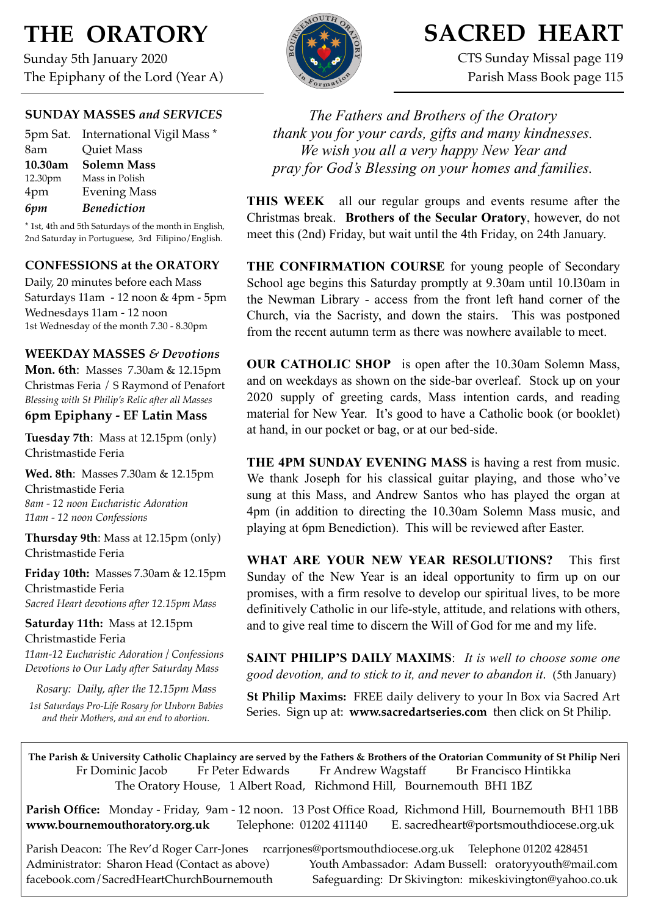# THE ORATORY

Sunday 5th January 2020
The Epiphany of the Lord (Year A)

# SACRED HEART

CTS Sunday Missal page 119
Parish Mass Book page 115

## SUNDAY MASSES *and SERVICES*

| | |
|---|---|
| 5pm Sat. | International Vigil Mass * |
| 8am | Quiet Mass |
| **10.30am** | **Solemn Mass** |
| 12.30pm | Mass in Polish |
| 4pm | Evening Mass |
| ***6pm*** | ***Benediction*** |

* 1st, 4th and 5th Saturdays of the month in English, 2nd Saturday in Portuguese, 3rd Filipino/English.

## CONFESSIONS at the ORATORY

Daily, 20 minutes before each Mass
Saturdays 11am - 12 noon & 4pm - 5pm
Wednesdays 11am - 12 noon
1st Wednesday of the month 7.30 - 8.30pm

## WEEKDAY MASSES *& Devotions*

**Mon. 6th**: Masses 7.30am & 12.15pm
Christmas Feria / S Raymond of Penafort
*Blessing with St Philip's Relic after all Masses*
**6pm Epiphany - EF Latin Mass**

**Tuesday 7th**: Mass at 12.15pm (only)
Christmastide Feria

**Wed. 8th**: Masses 7.30am & 12.15pm
Christmastide Feria
*8am - 12 noon Eucharistic Adoration*
*11am - 12 noon Confessions*

**Thursday 9th**: Mass at 12.15pm (only)
Christmastide Feria

**Friday 10th:** Masses 7.30am & 12.15pm
Christmastide Feria
*Sacred Heart devotions after 12.15pm Mass*

**Saturday 11th:** Mass at 12.15pm
Christmastide Feria
*11am-12 Eucharistic Adoration / Confessions*
*Devotions to Our Lady after Saturday Mass*

*Rosary: Daily, after the 12.15pm Mass*

*1st Saturdays Pro-Life Rosary for Unborn Babies and their Mothers, and an end to abortion.*

*The Fathers and Brothers of the Oratory thank you for your cards, gifts and many kindnesses. We wish you all a very happy New Year and pray for God's Blessing on your homes and families.*

**THIS WEEK** all our regular groups and events resume after the Christmas break. **Brothers of the Secular Oratory**, however, do not meet this (2nd) Friday, but wait until the 4th Friday, on 24th January.

**THE CONFIRMATION COURSE** for young people of Secondary School age begins this Saturday promptly at 9.30am until 10.l30am in the Newman Library - access from the front left hand corner of the Church, via the Sacristy, and down the stairs. This was postponed from the recent autumn term as there was nowhere available to meet.

**OUR CATHOLIC SHOP** is open after the 10.30am Solemn Mass, and on weekdays as shown on the side-bar overleaf. Stock up on your 2020 supply of greeting cards, Mass intention cards, and reading material for New Year. It's good to have a Catholic book (or booklet) at hand, in our pocket or bag, or at our bed-side.

**THE 4PM SUNDAY EVENING MASS** is having a rest from music. We thank Joseph for his classical guitar playing, and those who've sung at this Mass, and Andrew Santos who has played the organ at 4pm (in addition to directing the 10.30am Solemn Mass music, and playing at 6pm Benediction). This will be reviewed after Easter.

**WHAT ARE YOUR NEW YEAR RESOLUTIONS?** This first Sunday of the New Year is an ideal opportunity to firm up on our promises, with a firm resolve to develop our spiritual lives, to be more definitively Catholic in our life-style, attitude, and relations with others, and to give real time to discern the Will of God for me and my life.

**SAINT PHILIP'S DAILY MAXIMS**: *It is well to choose some one good devotion, and to stick to it, and never to abandon it*. (5th January)

**St Philip Maxims:** FREE daily delivery to your In Box via Sacred Art Series. Sign up at: **www.sacredartseries.com** then click on St Philip.

**The Parish & University Catholic Chaplaincy are served by the Fathers & Brothers of the Oratorian Community of St Philip Neri**
Fr Dominic Jacob Fr Peter Edwards Fr Andrew Wagstaff Br Francisco Hintikka
The Oratory House, 1 Albert Road, Richmond Hill, Bournemouth BH1 1BZ

**Parish Office:** Monday - Friday, 9am - 12 noon. 13 Post Office Road, Richmond Hill, Bournemouth BH1 1BB
**www.bournemouthoratory.org.uk** Telephone: 01202 411140 E. sacredheart@portsmouthdiocese.org.uk

Parish Deacon: The Rev'd Roger Carr-Jones rcarrjones@portsmouthdiocese.org.uk Telephone 01202 428451
Administrator: Sharon Head (Contact as above) Youth Ambassador: Adam Bussell: oratoryyouth@mail.com
facebook.com/SacredHeartChurchBournemouth Safeguarding: Dr Skivington: mikeskivington@yahoo.co.uk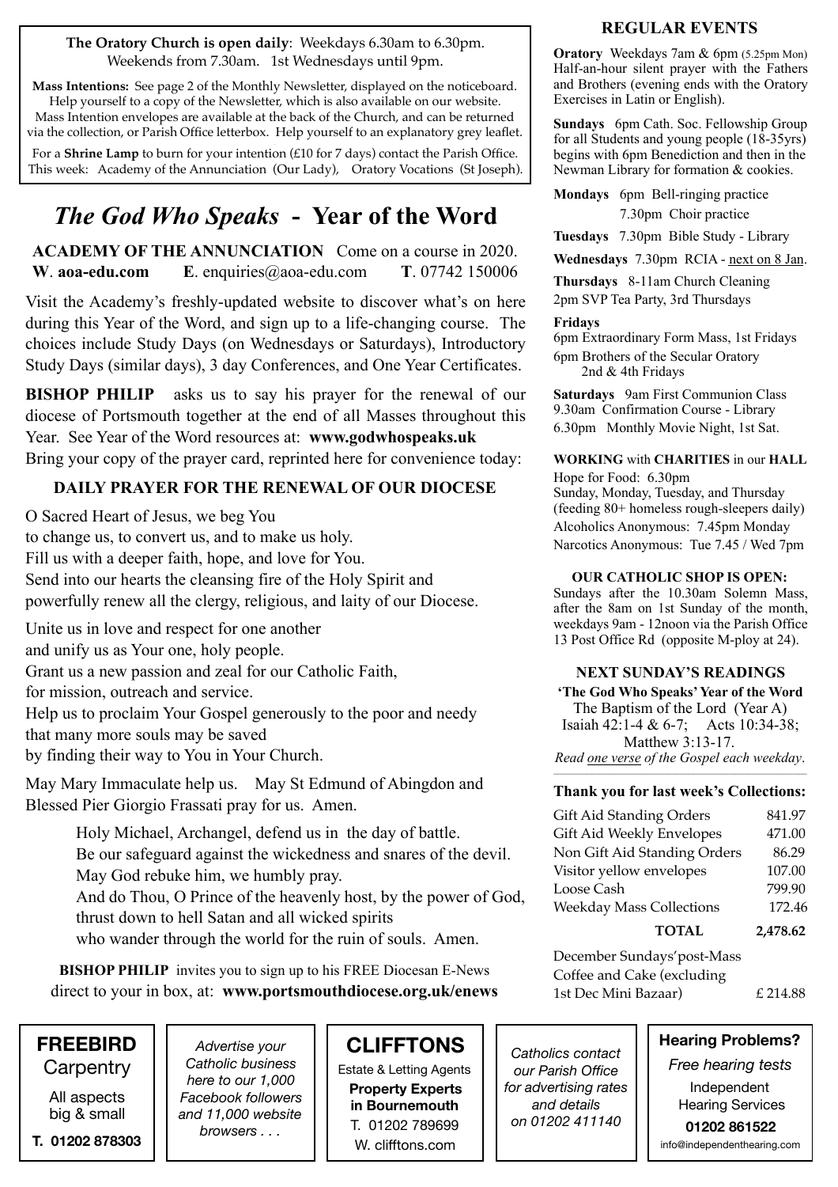**The Oratory Church is open daily**: Weekdays 6.30am to 6.30pm. Weekends from 7.30am. 1st Wednesdays until 9pm.

**Mass Intentions:** See page 2 of the Monthly Newsletter, displayed on the noticeboard. Help yourself to a copy of the Newsletter, which is also available on our website. Mass Intention envelopes are available at the back of the Church, and can be returned via the collection, or Parish Office letterbox. Help yourself to an explanatory grey leaflet.

For a **Shrine Lamp** to burn for your intention (£10 for 7 days) contact the Parish Office. This week: Academy of the Annunciation (Our Lady), Oratory Vocations (St Joseph).

# *The God Who Speaks* - Year of the Word

**ACADEMY OF THE ANNUNCIATION** Come on a course in 2020.
**W**. **aoa-edu.com** **E**. enquiries@aoa-edu.com **T**. 07742 150006

Visit the Academy's freshly-updated website to discover what's on here during this Year of the Word, and sign up to a life-changing course. The choices include Study Days (on Wednesdays or Saturdays), Introductory Study Days (similar days), 3 day Conferences, and One Year Certificates.

**BISHOP PHILIP** asks us to say his prayer for the renewal of our diocese of Portsmouth together at the end of all Masses throughout this Year. See Year of the Word resources at: **www.godwhospeaks.uk**
Bring your copy of the prayer card, reprinted here for convenience today:

## DAILY PRAYER FOR THE RENEWAL OF OUR DIOCESE

O Sacred Heart of Jesus, we beg You
to change us, to convert us, and to make us holy.
Fill us with a deeper faith, hope, and love for You.
Send into our hearts the cleansing fire of the Holy Spirit and
powerfully renew all the clergy, religious, and laity of our Diocese.

Unite us in love and respect for one another
and unify us as Your one, holy people.
Grant us a new passion and zeal for our Catholic Faith,
for mission, outreach and service.
Help us to proclaim Your Gospel generously to the poor and needy
that many more souls may be saved
by finding their way to You in Your Church.

May Mary Immaculate help us. May St Edmund of Abingdon and Blessed Pier Giorgio Frassati pray for us. Amen.

Holy Michael, Archangel, defend us in the day of battle.
Be our safeguard against the wickedness and snares of the devil.
May God rebuke him, we humbly pray.
And do Thou, O Prince of the heavenly host, by the power of God,
thrust down to hell Satan and all wicked spirits
who wander through the world for the ruin of souls. Amen.

**BISHOP PHILIP** invites you to sign up to his FREE Diocesan E-News direct to your in box, at: **www.portsmouthdiocese.org.uk/enews**

## REGULAR EVENTS

**Oratory** Weekdays 7am & 6pm (5.25pm Mon) Half-an-hour silent prayer with the Fathers and Brothers (evening ends with the Oratory Exercises in Latin or English).

**Sundays** 6pm Cath. Soc. Fellowship Group for all Students and young people (18-35yrs) begins with 6pm Benediction and then in the Newman Library for formation & cookies.

**Mondays** 6pm Bell-ringing practice
7.30pm Choir practice

**Tuesdays** 7.30pm Bible Study - Library

**Wednesdays** 7.30pm RCIA - next on 8 Jan.

**Thursdays** 8-11am Church Cleaning
2pm SVP Tea Party, 3rd Thursdays

**Fridays**
6pm Extraordinary Form Mass, 1st Fridays
6pm Brothers of the Secular Oratory 2nd & 4th Fridays

**Saturdays** 9am First Communion Class
9.30am Confirmation Course - Library
6.30pm Monthly Movie Night, 1st Sat.

**WORKING** with **CHARITIES** in our **HALL**
Hope for Food: 6.30pm
Sunday, Monday, Tuesday, and Thursday (feeding 80+ homeless rough-sleepers daily)
Alcoholics Anonymous: 7.45pm Monday
Narcotics Anonymous: Tue 7.45 / Wed 7pm

**OUR CATHOLIC SHOP IS OPEN:**
Sundays after the 10.30am Solemn Mass, after the 8am on 1st Sunday of the month, weekdays 9am - 12noon via the Parish Office 13 Post Office Rd (opposite M-ploy at 24).

## NEXT SUNDAY'S READINGS

**'The God Who Speaks' Year of the Word**
The Baptism of the Lord (Year A)
Isaiah 42:1-4 & 6-7; Acts 10:34-38; Matthew 3:13-17.
*Read one verse of the Gospel each weekday*.

**Thank you for last week's Collections:**

| | |
|---|---|
| Gift Aid Standing Orders | 841.97 |
| Gift Aid Weekly Envelopes | 471.00 |
| Non Gift Aid Standing Orders | 86.29 |
| Visitor yellow envelopes | 107.00 |
| Loose Cash | 799.90 |
| Weekday Mass Collections | 172.46 |
| **TOTAL** | **2,478.62** |

December Sundays'post-Mass Coffee and Cake (excluding 1st Dec Mini Bazaar) £ 214.88

**FREEBIRD** Carpentry
All aspects big & small
**T. 01202 878303**

*Advertise your Catholic business here to our 1,000 Facebook followers and 11,000 website browsers . . .*

**CLIFFTONS**
Estate & Letting Agents
**Property Experts in Bournemouth**
T. 01202 789699
W. clifftons.com

*Catholics contact our Parish Office for advertising rates and details on 01202 411140*

**Hearing Problems?**
*Free hearing tests*
Independent Hearing Services
**01202 861522**
info@independenthearing.com